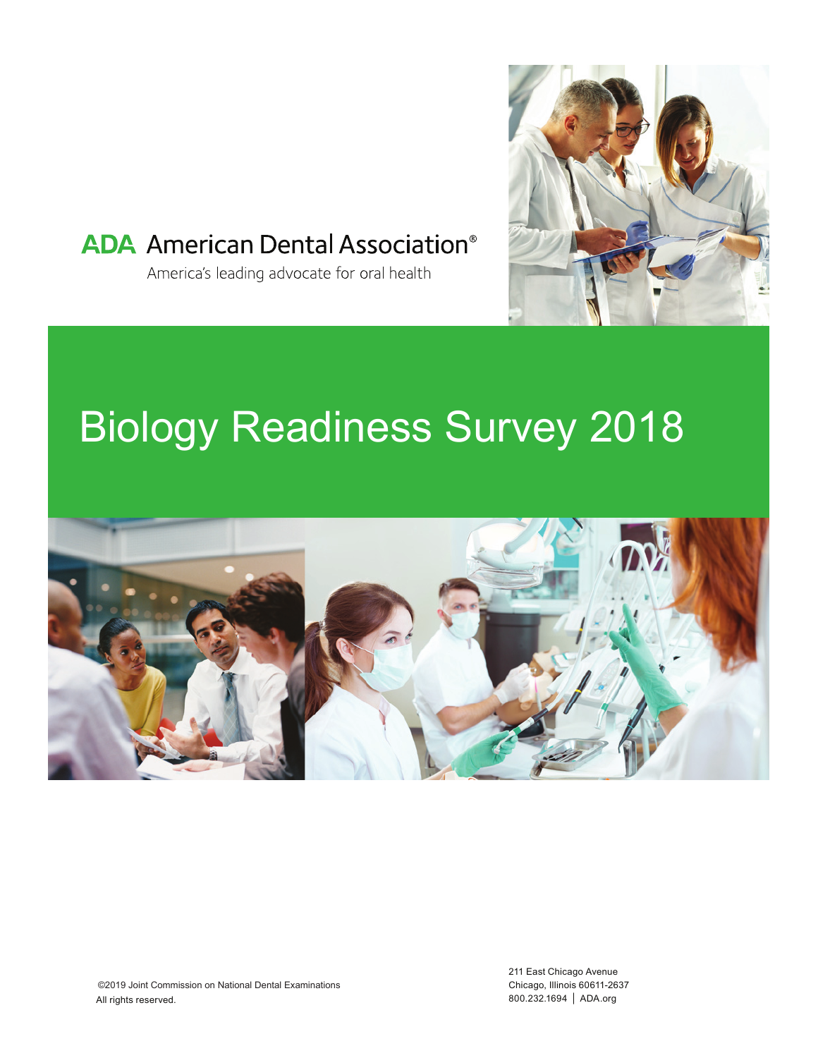**ADA** American Dental Association®

America's leading advocate for oral health

# Biology Readiness Survey 2018

©2019 Joint Commission on National Dental Examinations
All rights reserved.

211 East Chicago Avenue
Chicago, Illinois 60611-2637
800.232.1694 | ADA.org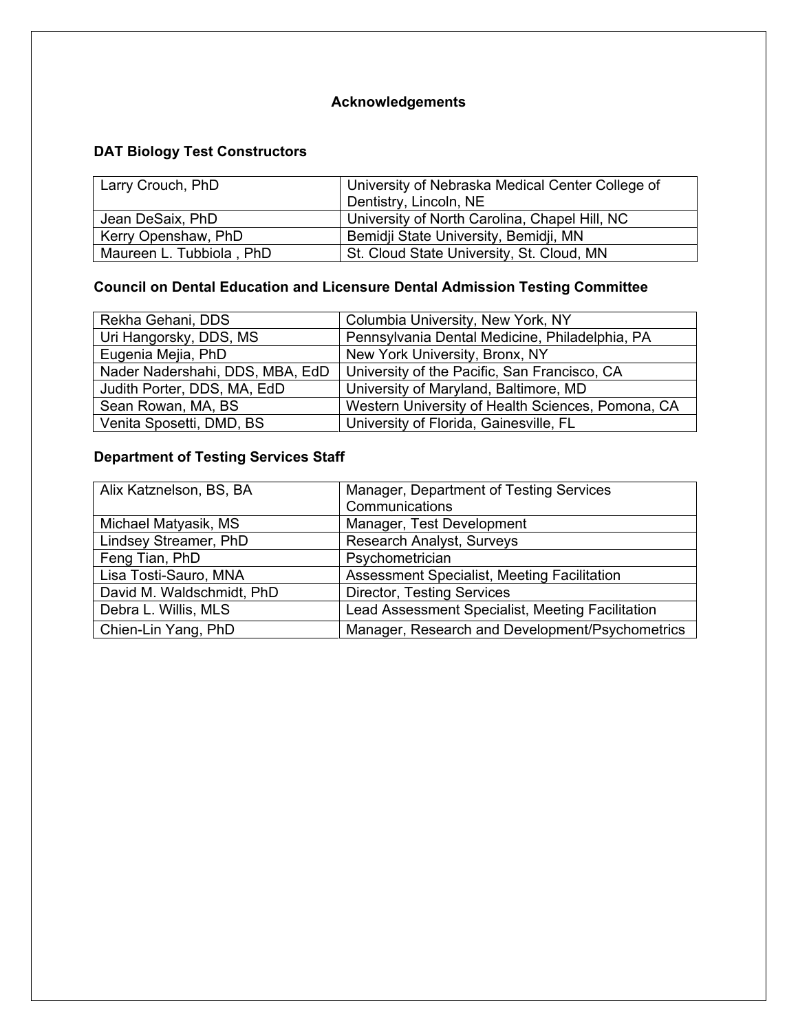# Acknowledgements

## DAT Biology Test Constructors

| | |
|---|---|
| Larry Crouch, PhD | University of Nebraska Medical Center College of Dentistry, Lincoln, NE |
| Jean DeSaix, PhD | University of North Carolina, Chapel Hill, NC |
| Kerry Openshaw, PhD | Bemidji State University, Bemidji, MN |
| Maureen L. Tubbiola , PhD | St. Cloud State University, St. Cloud, MN |

## Council on Dental Education and Licensure Dental Admission Testing Committee

| | |
|---|---|
| Rekha Gehani, DDS | Columbia University, New York, NY |
| Uri Hangorsky, DDS, MS | Pennsylvania Dental Medicine, Philadelphia, PA |
| Eugenia Mejia, PhD | New York University, Bronx, NY |
| Nader Nadershahi, DDS, MBA, EdD | University of the Pacific, San Francisco, CA |
| Judith Porter, DDS, MA, EdD | University of Maryland, Baltimore, MD |
| Sean Rowan, MA, BS | Western University of Health Sciences, Pomona, CA |
| Venita Sposetti, DMD, BS | University of Florida, Gainesville, FL |

## Department of Testing Services Staff

| | |
|---|---|
| Alix Katznelson, BS, BA | Manager, Department of Testing Services Communications |
| Michael Matyasik, MS | Manager, Test Development |
| Lindsey Streamer, PhD | Research Analyst, Surveys |
| Feng Tian, PhD | Psychometrician |
| Lisa Tosti-Sauro, MNA | Assessment Specialist, Meeting Facilitation |
| David M. Waldschmidt, PhD | Director, Testing Services |
| Debra L. Willis, MLS | Lead Assessment Specialist, Meeting Facilitation |
| Chien-Lin Yang, PhD | Manager, Research and Development/Psychometrics |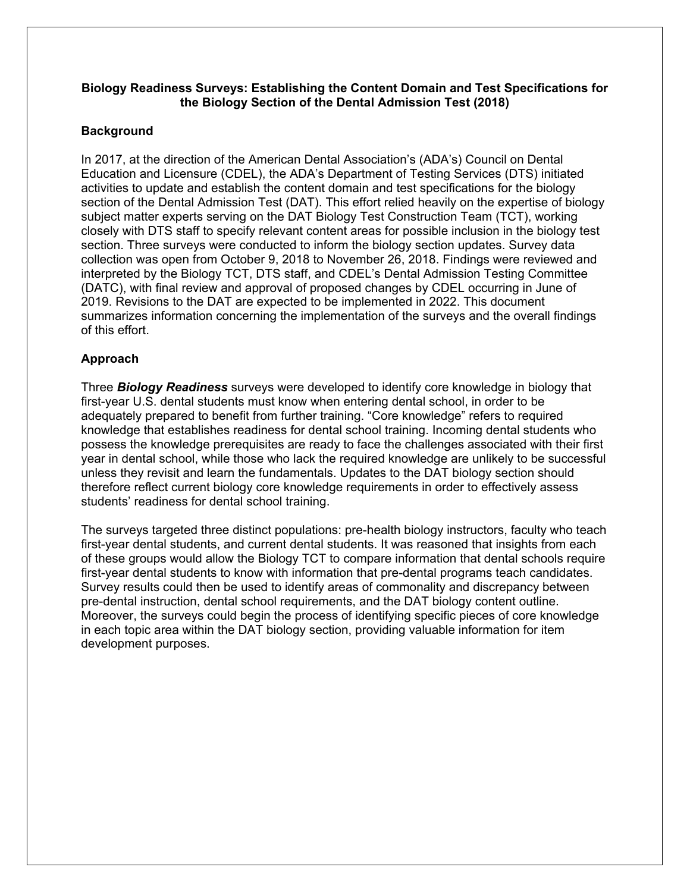**Biology Readiness Surveys: Establishing the Content Domain and Test Specifications for the Biology Section of the Dental Admission Test (2018)**

## Background

In 2017, at the direction of the American Dental Association's (ADA's) Council on Dental Education and Licensure (CDEL), the ADA's Department of Testing Services (DTS) initiated activities to update and establish the content domain and test specifications for the biology section of the Dental Admission Test (DAT). This effort relied heavily on the expertise of biology subject matter experts serving on the DAT Biology Test Construction Team (TCT), working closely with DTS staff to specify relevant content areas for possible inclusion in the biology test section. Three surveys were conducted to inform the biology section updates. Survey data collection was open from October 9, 2018 to November 26, 2018. Findings were reviewed and interpreted by the Biology TCT, DTS staff, and CDEL's Dental Admission Testing Committee (DATC), with final review and approval of proposed changes by CDEL occurring in June of 2019. Revisions to the DAT are expected to be implemented in 2022. This document summarizes information concerning the implementation of the surveys and the overall findings of this effort.

## Approach

Three ***Biology Readiness*** surveys were developed to identify core knowledge in biology that first-year U.S. dental students must know when entering dental school, in order to be adequately prepared to benefit from further training. "Core knowledge" refers to required knowledge that establishes readiness for dental school training. Incoming dental students who possess the knowledge prerequisites are ready to face the challenges associated with their first year in dental school, while those who lack the required knowledge are unlikely to be successful unless they revisit and learn the fundamentals. Updates to the DAT biology section should therefore reflect current biology core knowledge requirements in order to effectively assess students' readiness for dental school training.

The surveys targeted three distinct populations: pre-health biology instructors, faculty who teach first-year dental students, and current dental students. It was reasoned that insights from each of these groups would allow the Biology TCT to compare information that dental schools require first-year dental students to know with information that pre-dental programs teach candidates. Survey results could then be used to identify areas of commonality and discrepancy between pre-dental instruction, dental school requirements, and the DAT biology content outline. Moreover, the surveys could begin the process of identifying specific pieces of core knowledge in each topic area within the DAT biology section, providing valuable information for item development purposes.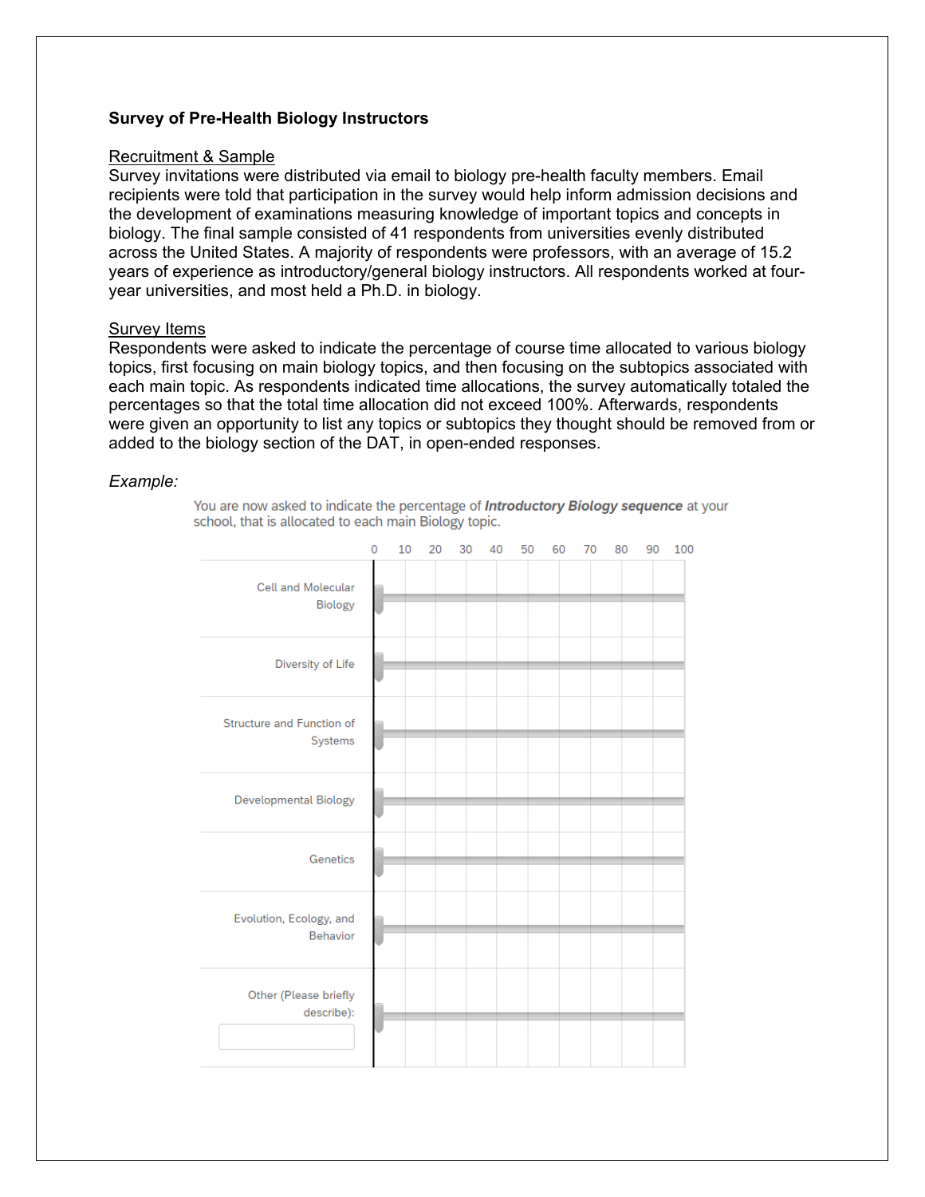**Survey of Pre-Health Biology Instructors**

Recruitment & Sample

Survey invitations were distributed via email to biology pre-health faculty members. Email recipients were told that participation in the survey would help inform admission decisions and the development of examinations measuring knowledge of important topics and concepts in biology. The final sample consisted of 41 respondents from universities evenly distributed across the United States. A majority of respondents were professors, with an average of 15.2 years of experience as introductory/general biology instructors. All respondents worked at four-year universities, and most held a Ph.D. in biology.

Survey Items

Respondents were asked to indicate the percentage of course time allocated to various biology topics, first focusing on main biology topics, and then focusing on the subtopics associated with each main topic. As respondents indicated time allocations, the survey automatically totaled the percentages so that the total time allocation did not exceed 100%. Afterwards, respondents were given an opportunity to list any topics or subtopics they thought should be removed from or added to the biology section of the DAT, in open-ended responses.

*Example:*

You are now asked to indicate the percentage of ***Introductory Biology sequence*** at your school, that is allocated to each main Biology topic.

| | 0 | 10 | 20 | 30 | 40 | 50 | 60 | 70 | 80 | 90 | 100 |
|---|---|---|---|---|---|---|---|---|---|---|---|
| Cell and Molecular Biology | | | | | | | | | | | |
| Diversity of Life | | | | | | | | | | | |
| Structure and Function of Systems | | | | | | | | | | | |
| Developmental Biology | | | | | | | | | | | |
| Genetics | | | | | | | | | | | |
| Evolution, Ecology, and Behavior | | | | | | | | | | | |
| Other (Please briefly describe): | | | | | | | | | | | |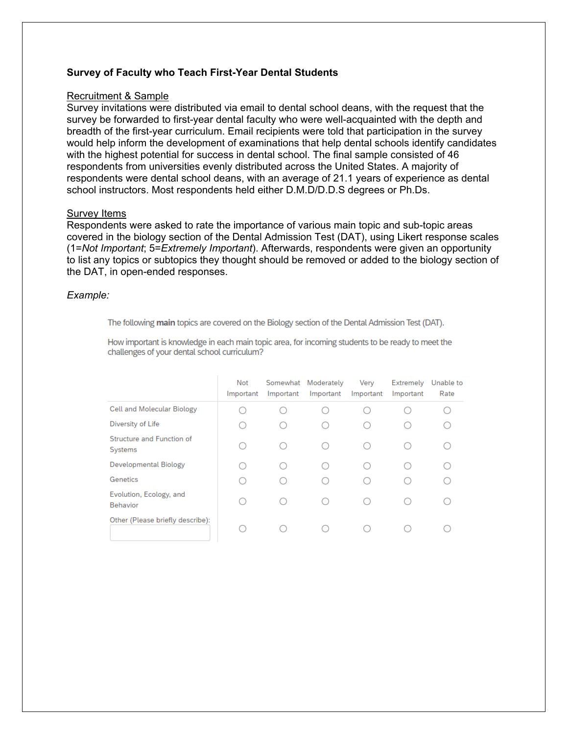**Survey of Faculty who Teach First-Year Dental Students**

Recruitment & Sample

Survey invitations were distributed via email to dental school deans, with the request that the survey be forwarded to first-year dental faculty who were well-acquainted with the depth and breadth of the first-year curriculum. Email recipients were told that participation in the survey would help inform the development of examinations that help dental schools identify candidates with the highest potential for success in dental school. The final sample consisted of 46 respondents from universities evenly distributed across the United States. A majority of respondents were dental school deans, with an average of 21.1 years of experience as dental school instructors. Most respondents held either D.M.D/D.D.S degrees or Ph.Ds.

Survey Items

Respondents were asked to rate the importance of various main topic and sub-topic areas covered in the biology section of the Dental Admission Test (DAT), using Likert response scales (1=*Not Important*; 5=*Extremely Important*). Afterwards, respondents were given an opportunity to list any topics or subtopics they thought should be removed or added to the biology section of the DAT, in open-ended responses.

*Example:*

The following **main** topics are covered on the Biology section of the Dental Admission Test (DAT).

How important is knowledge in each main topic area, for incoming students to be ready to meet the challenges of your dental school curriculum?

| | Not Important | Somewhat Important | Moderately Important | Very Important | Extremely Important | Unable to Rate |
|---|---|---|---|---|---|---|
| Cell and Molecular Biology | ○ | ○ | ○ | ○ | ○ | ○ |
| Diversity of Life | ○ | ○ | ○ | ○ | ○ | ○ |
| Structure and Function of Systems | ○ | ○ | ○ | ○ | ○ | ○ |
| Developmental Biology | ○ | ○ | ○ | ○ | ○ | ○ |
| Genetics | ○ | ○ | ○ | ○ | ○ | ○ |
| Evolution, Ecology, and Behavior | ○ | ○ | ○ | ○ | ○ | ○ |
| Other (Please briefly describe): | ○ | ○ | ○ | ○ | ○ | ○ |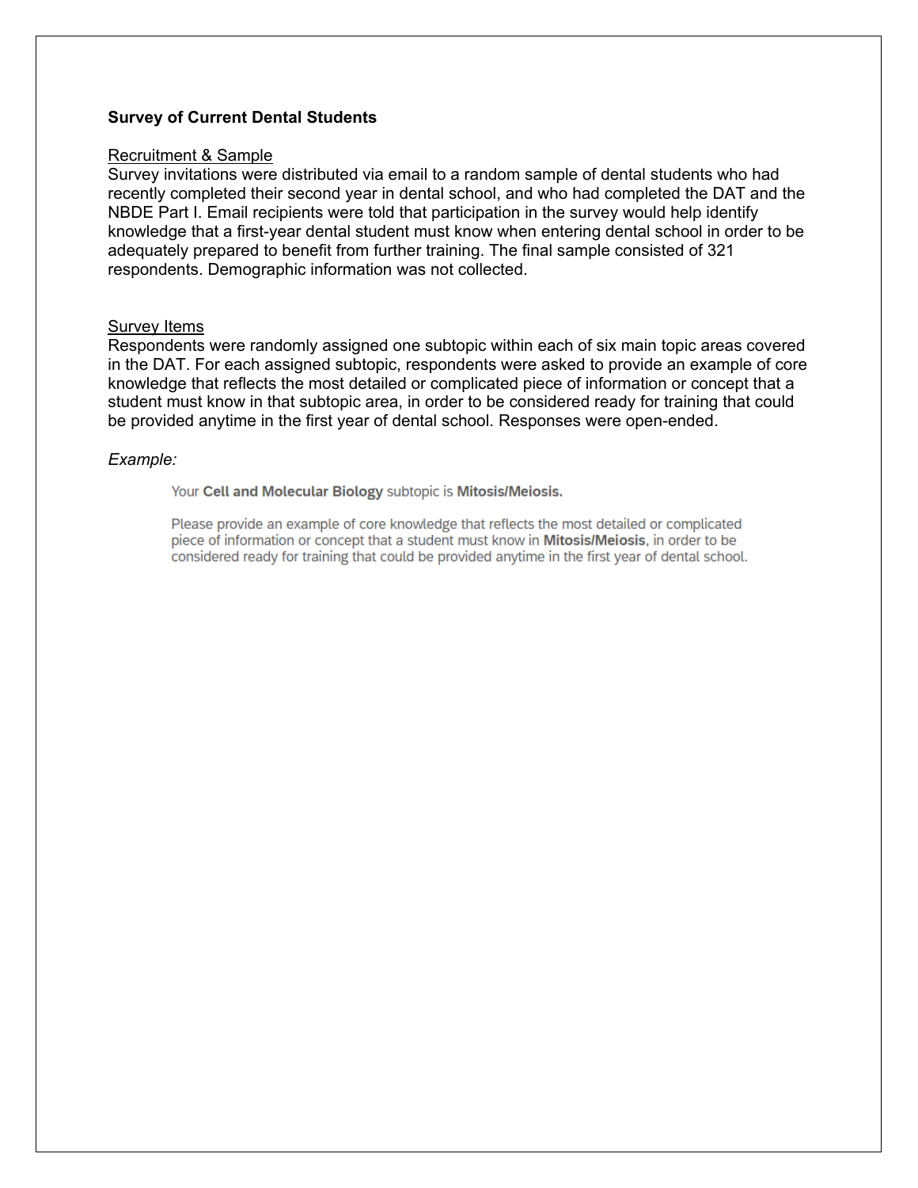**Survey of Current Dental Students**

Recruitment & Sample

Survey invitations were distributed via email to a random sample of dental students who had recently completed their second year in dental school, and who had completed the DAT and the NBDE Part I. Email recipients were told that participation in the survey would help identify knowledge that a first-year dental student must know when entering dental school in order to be adequately prepared to benefit from further training. The final sample consisted of 321 respondents. Demographic information was not collected.

Survey Items

Respondents were randomly assigned one subtopic within each of six main topic areas covered in the DAT. For each assigned subtopic, respondents were asked to provide an example of core knowledge that reflects the most detailed or complicated piece of information or concept that a student must know in that subtopic area, in order to be considered ready for training that could be provided anytime in the first year of dental school. Responses were open-ended.

*Example:*

> Your **Cell and Molecular Biology** subtopic is **Mitosis/Meiosis.**
>
> Please provide an example of core knowledge that reflects the most detailed or complicated piece of information or concept that a student must know in **Mitosis/Meiosis**, in order to be considered ready for training that could be provided anytime in the first year of dental school.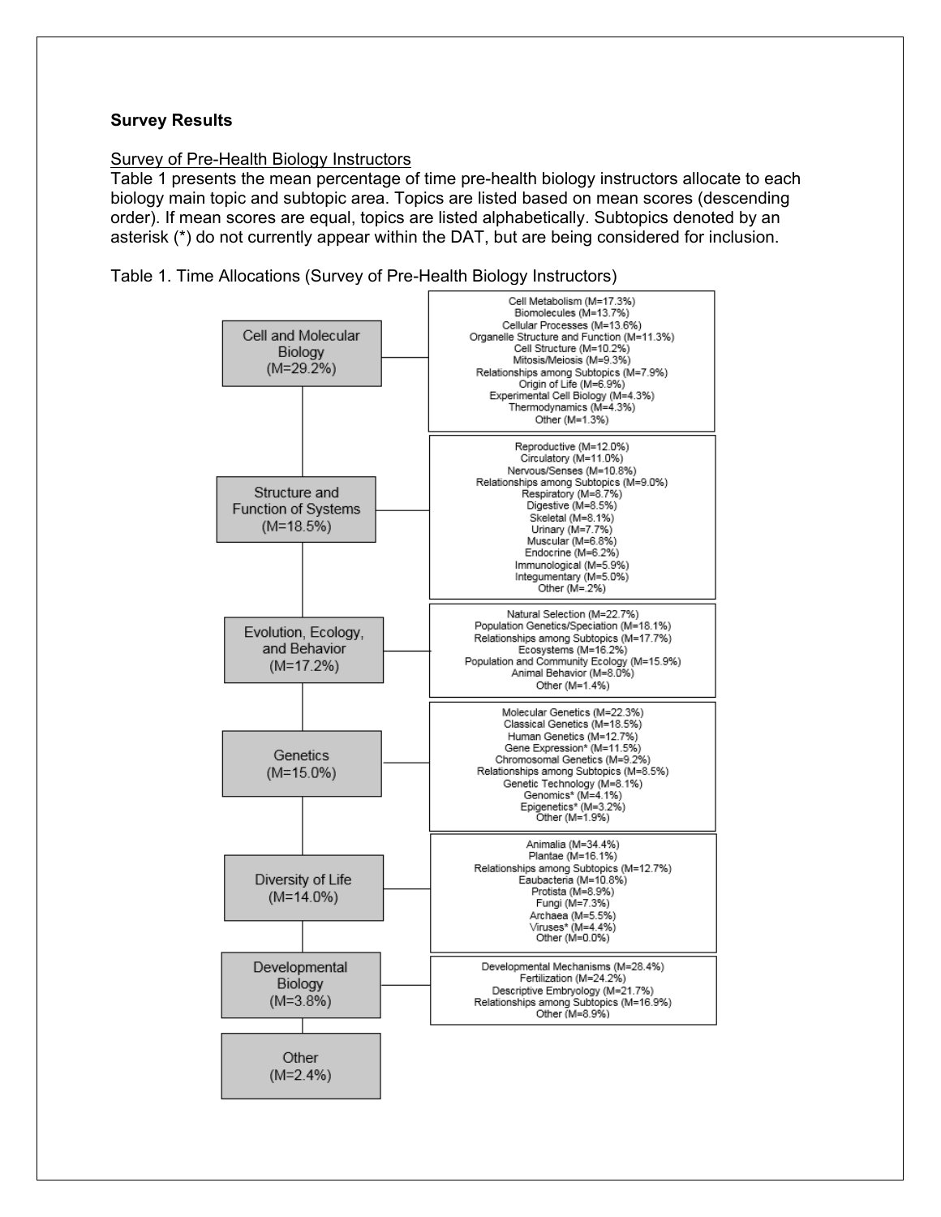**Survey Results**

Survey of Pre-Health Biology Instructors

Table 1 presents the mean percentage of time pre-health biology instructors allocate to each biology main topic and subtopic area. Topics are listed based on mean scores (descending order). If mean scores are equal, topics are listed alphabetically. Subtopics denoted by an asterisk (*) do not currently appear within the DAT, but are being considered for inclusion.

Table 1. Time Allocations (Survey of Pre-Health Biology Instructors)

| Main Topic | Subtopics |
| --- | --- |
| Cell and Molecular Biology (M=29.2%) | Cell Metabolism (M=17.3%)<br>Biomolecules (M=13.7%)<br>Cellular Processes (M=13.6%)<br>Organelle Structure and Function (M=11.3%)<br>Cell Structure (M=10.2%)<br>Mitosis/Meiosis (M=9.3%)<br>Relationships among Subtopics (M=7.9%)<br>Origin of Life (M=6.9%)<br>Experimental Cell Biology (M=4.3%)<br>Thermodynamics (M=4.3%)<br>Other (M=1.3%) |
| Structure and Function of Systems (M=18.5%) | Reproductive (M=12.0%)<br>Circulatory (M=11.0%)<br>Nervous/Senses (M=10.8%)<br>Relationships among Subtopics (M=9.0%)<br>Respiratory (M=8.7%)<br>Digestive (M=8.5%)<br>Skeletal (M=8.1%)<br>Urinary (M=7.7%)<br>Muscular (M=6.8%)<br>Endocrine (M=6.2%)<br>Immunological (M=5.9%)<br>Integumentary (M=5.0%)<br>Other (M=.2%) |
| Evolution, Ecology, and Behavior (M=17.2%) | Natural Selection (M=22.7%)<br>Population Genetics/Speciation (M=18.1%)<br>Relationships among Subtopics (M=17.7%)<br>Ecosystems (M=16.2%)<br>Population and Community Ecology (M=15.9%)<br>Animal Behavior (M=8.0%)<br>Other (M=1.4%) |
| Genetics (M=15.0%) | Molecular Genetics (M=22.3%)<br>Classical Genetics (M=18.5%)<br>Human Genetics (M=12.7%)<br>Gene Expression* (M=11.5%)<br>Chromosomal Genetics (M=9.2%)<br>Relationships among Subtopics (M=8.5%)<br>Genetic Technology (M=8.1%)<br>Genomics* (M=4.1%)<br>Epigenetics* (M=3.2%)<br>Other (M=1.9%) |
| Diversity of Life (M=14.0%) | Animalia (M=34.4%)<br>Plantae (M=16.1%)<br>Relationships among Subtopics (M=12.7%)<br>Eaubacteria (M=10.8%)<br>Protista (M=8.9%)<br>Fungi (M=7.3%)<br>Archaea (M=5.5%)<br>Viruses* (M=4.4%)<br>Other (M=0.0%) |
| Developmental Biology (M=3.8%) | Developmental Mechanisms (M=28.4%)<br>Fertilization (M=24.2%)<br>Descriptive Embryology (M=21.7%)<br>Relationships among Subtopics (M=16.9%)<br>Other (M=8.9%) |
| Other (M=2.4%) | |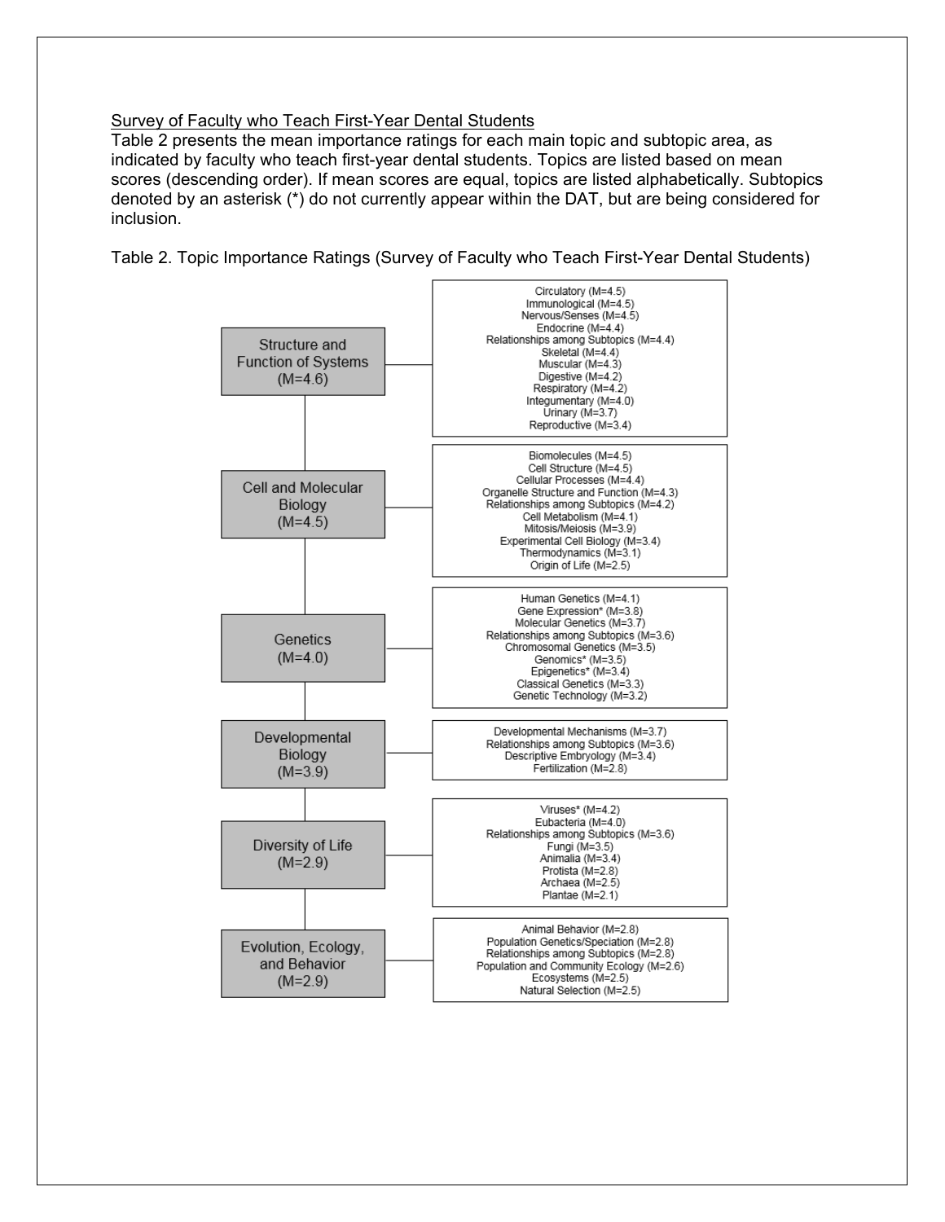Survey of Faculty who Teach First-Year Dental Students

Table 2 presents the mean importance ratings for each main topic and subtopic area, as indicated by faculty who teach first-year dental students. Topics are listed based on mean scores (descending order). If mean scores are equal, topics are listed alphabetically. Subtopics denoted by an asterisk (*) do not currently appear within the DAT, but are being considered for inclusion.

Table 2. Topic Importance Ratings (Survey of Faculty who Teach First-Year Dental Students)

| Main Topic | Subtopics |
| --- | --- |
| Structure and Function of Systems (M=4.6) | Circulatory (M=4.5)<br>Immunological (M=4.5)<br>Nervous/Senses (M=4.5)<br>Endocrine (M=4.4)<br>Relationships among Subtopics (M=4.4)<br>Skeletal (M=4.4)<br>Muscular (M=4.3)<br>Digestive (M=4.2)<br>Respiratory (M=4.2)<br>Integumentary (M=4.0)<br>Urinary (M=3.7)<br>Reproductive (M=3.4) |
| Cell and Molecular Biology (M=4.5) | Biomolecules (M=4.5)<br>Cell Structure (M=4.5)<br>Cellular Processes (M=4.4)<br>Organelle Structure and Function (M=4.3)<br>Relationships among Subtopics (M=4.2)<br>Cell Metabolism (M=4.1)<br>Mitosis/Meiosis (M=3.9)<br>Experimental Cell Biology (M=3.4)<br>Thermodynamics (M=3.1)<br>Origin of Life (M=2.5) |
| Genetics (M=4.0) | Human Genetics (M=4.1)<br>Gene Expression* (M=3.8)<br>Molecular Genetics (M=3.7)<br>Relationships among Subtopics (M=3.6)<br>Chromosomal Genetics (M=3.5)<br>Genomics* (M=3.5)<br>Epigenetics* (M=3.4)<br>Classical Genetics (M=3.3)<br>Genetic Technology (M=3.2) |
| Developmental Biology (M=3.9) | Developmental Mechanisms (M=3.7)<br>Relationships among Subtopics (M=3.6)<br>Descriptive Embryology (M=3.4)<br>Fertilization (M=2.8) |
| Diversity of Life (M=2.9) | Viruses* (M=4.2)<br>Eubacteria (M=4.0)<br>Relationships among Subtopics (M=3.6)<br>Fungi (M=3.5)<br>Animalia (M=3.4)<br>Protista (M=2.8)<br>Archaea (M=2.5)<br>Plantae (M=2.1) |
| Evolution, Ecology, and Behavior (M=2.9) | Animal Behavior (M=2.8)<br>Population Genetics/Speciation (M=2.8)<br>Relationships among Subtopics (M=2.8)<br>Population and Community Ecology (M=2.6)<br>Ecosystems (M=2.5)<br>Natural Selection (M=2.5) |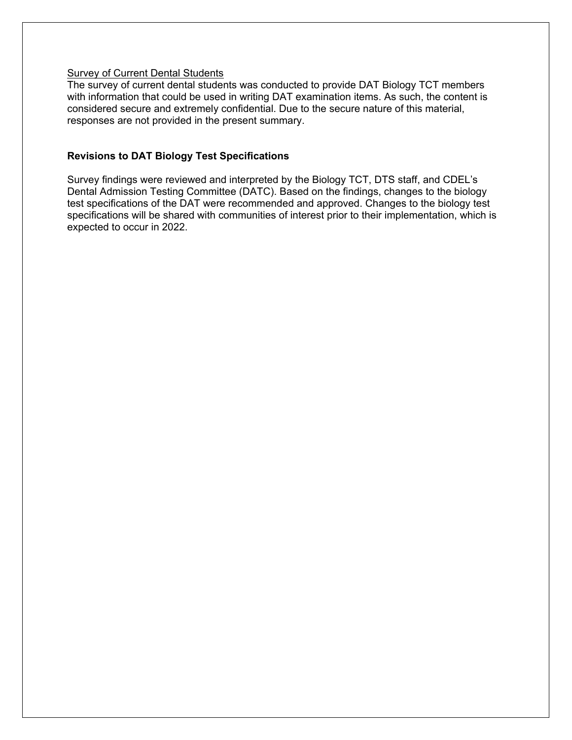<u>Survey of Current Dental Students</u>

The survey of current dental students was conducted to provide DAT Biology TCT members with information that could be used in writing DAT examination items. As such, the content is considered secure and extremely confidential. Due to the secure nature of this material, responses are not provided in the present summary.

**Revisions to DAT Biology Test Specifications**

Survey findings were reviewed and interpreted by the Biology TCT, DTS staff, and CDEL's Dental Admission Testing Committee (DATC). Based on the findings, changes to the biology test specifications of the DAT were recommended and approved. Changes to the biology test specifications will be shared with communities of interest prior to their implementation, which is expected to occur in 2022.